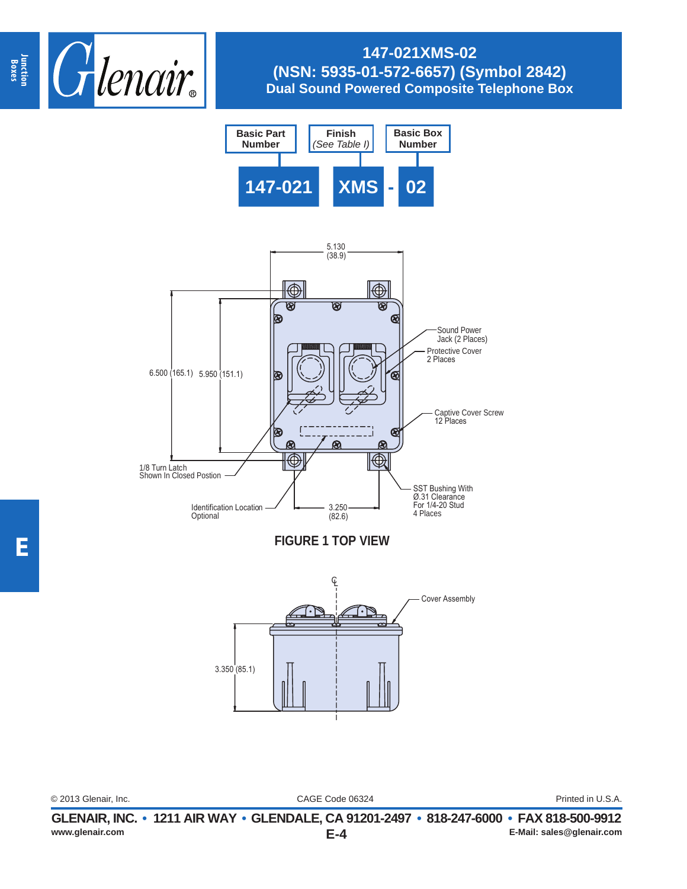# 147-021XMS-02
## (NSN: 5935-01-572-6657) (Symbol 2842)
## Dual Sound Powered Composite Telephone Box

| Basic Part Number | Finish *(See Table I)* | | Basic Box Number |
|---|---|---|---|
| 147-021 | XMS | - | 02 |

5.130 (38.9)

6.500 (165.1) 5.950 (151.1)

Sound Power Jack (2 Places)

Protective Cover 2 Places

Captive Cover Screw 12 Places

1/8 Turn Latch Shown In Closed Postion

Identification Location Optional

3.250 (82.6)

SST Bushing With Ø.31 Clearance For 1/4-20 Stud 4 Places

**FIGURE 1 TOP VIEW**

℄

Cover Assembly

3.350 (85.1)

© 2013 Glenair, Inc. CAGE Code 06324 Printed in U.S.A.

**GLENAIR, INC. • 1211 AIR WAY • GLENDALE, CA 91201-2497 • 818-247-6000 • FAX 818-500-9912**

**www.glenair.com** **E-Mail: sales@glenair.com**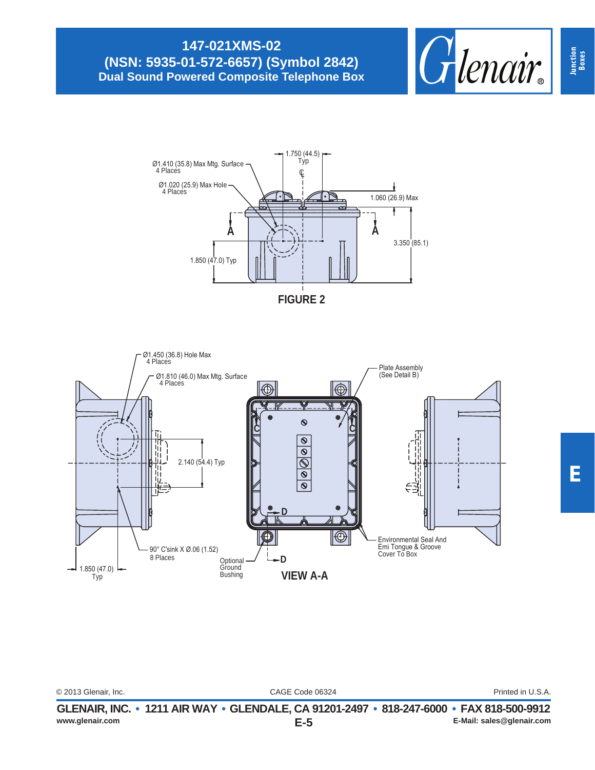# 147-021XMS-02
## (NSN: 5935-01-572-6657) (Symbol 2842)
### Dual Sound Powered Composite Telephone Box

Ø1.410 (35.8) Max Mtg. Surface
4 Places

Ø1.020 (25.9) Max Hole
4 Places

1.750 (44.5)
Typ

1.060 (26.9) Max

3.350 (85.1)

1.850 (47.0) Typ

A A

**FIGURE 2**

Ø1.450 (36.8) Hole Max
4 Places

Ø1.810 (46.0) Max Mtg. Surface
4 Places

Plate Assembly
(See Detail B)

2.140 (54.4) Typ

C C

D

90° C'sink X Ø.06 (1.52)
8 Places

1.850 (47.0)
Typ

Optional
Ground
Bushing

D

Environmental Seal And
Emi Tongue & Groove
Cover To Box

**VIEW A-A**

© 2013 Glenair, Inc. CAGE Code 06324 Printed in U.S.A.

**GLENAIR, INC. • 1211 AIR WAY • GLENDALE, CA 91201-2497 • 818-247-6000 • FAX 818-500-9912**

**www.glenair.com** **E-Mail: sales@glenair.com**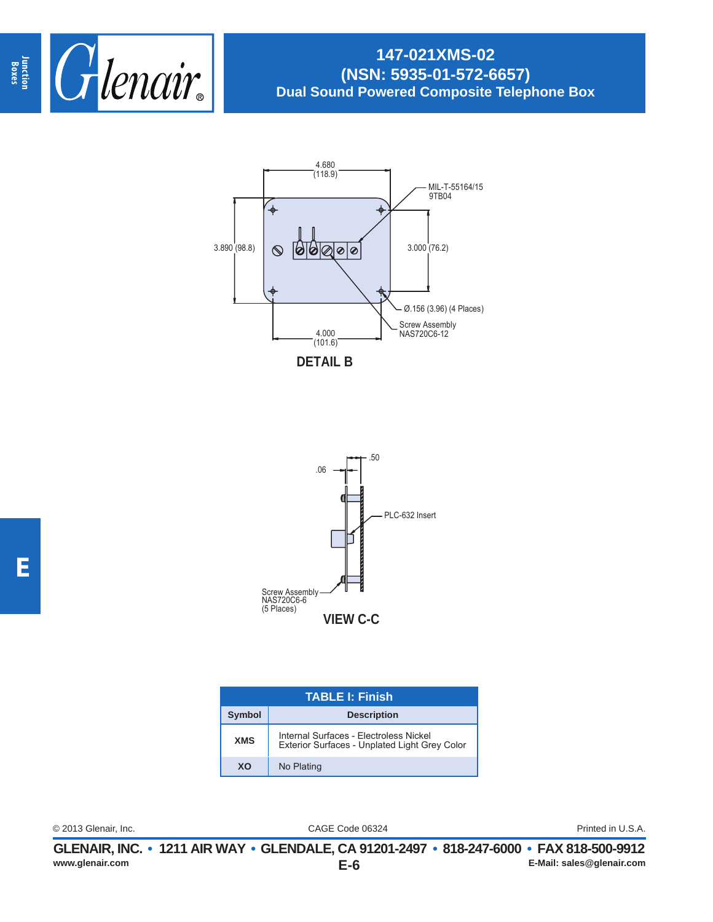# 147-021XMS-02
## (NSN: 5935-01-572-6657)
## Dual Sound Powered Composite Telephone Box

4.680 (118.9)

MIL-T-55164/15 9TB04

3.890 (98.8)

3.000 (76.2)

Ø.156 (3.96) (4 Places)

Screw Assembly NAS720C6-12

4.000 (101.6)

**DETAIL B**

.50

.06

PLC-632 Insert

Screw Assembly NAS720C6-6 (5 Places)

**VIEW C-C**

| TABLE I: Finish | |
|---|---|
| **Symbol** | **Description** |
| **XMS** | Internal Surfaces - Electroless Nickel<br>Exterior Surfaces - Unplated Light Grey Color |
| **XO** | No Plating |

© 2013 Glenair, Inc. CAGE Code 06324 Printed in U.S.A.

**GLENAIR, INC. • 1211 AIR WAY • GLENDALE, CA 91201-2497 • 818-247-6000 • FAX 818-500-9912**

www.glenair.com E-Mail: sales@glenair.com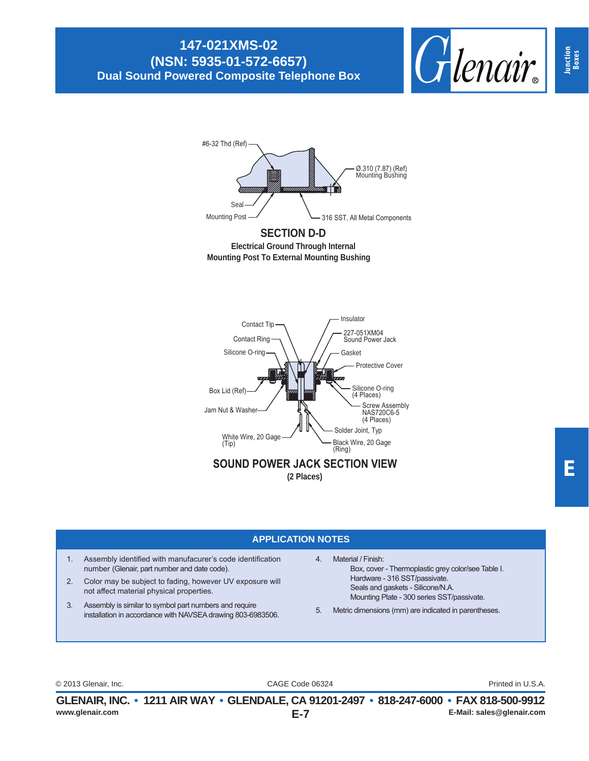# 147-021XMS-02
## (NSN: 5935-01-572-6657)
## Dual Sound Powered Composite Telephone Box

#6-32 Thd (Ref)
Ø.310 (7.87) (Ref)
Mounting Bushing
Seal
Mounting Post
316 SST, All Metal Components

**SECTION D-D**

**Electrical Ground Through Internal Mounting Post To External Mounting Bushing**

Contact Tip
Contact Ring
Silicone O-ring
Insulator
227-051XM04
Sound Power Jack
Gasket
Protective Cover
Box Lid (Ref)
Silicone O-ring
(4 Places)
Jam Nut & Washer
Screw Assembly
NAS720C6-5
(4 Places)
Solder Joint, Typ
White Wire, 20 Gage
(Tip)
Black Wire, 20 Gage
(Ring)

**SOUND POWER JACK SECTION VIEW**

**(2 Places)**

## APPLICATION NOTES

1. Assembly identified with manufacurer's code identification number (Glenair, part number and date code).
2. Color may be subject to fading, however UV exposure will not affect material physical properties.
3. Assembly is similar to symbol part numbers and require installation in accordance with NAVSEA drawing 803-6983506.
4. Material / Finish:
   - Box, cover - Thermoplastic grey color/see Table I.
   - Hardware - 316 SST/passivate.
   - Seals and gaskets - Silicone/N.A.
   - Mounting Plate - 300 series SST/passivate.
5. Metric dimensions (mm) are indicated in parentheses.